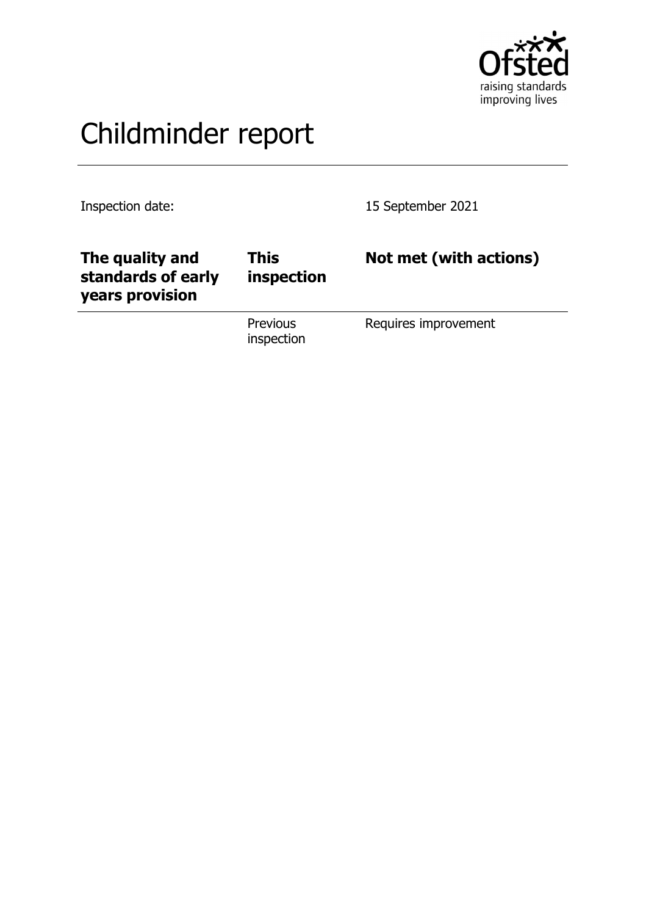# Childminder report

Inspection date: 15 September 2021

| The quality and standards of early years provision | This inspection | Not met (with actions) |
| --- | --- | --- |
| | Previous inspection | Requires improvement |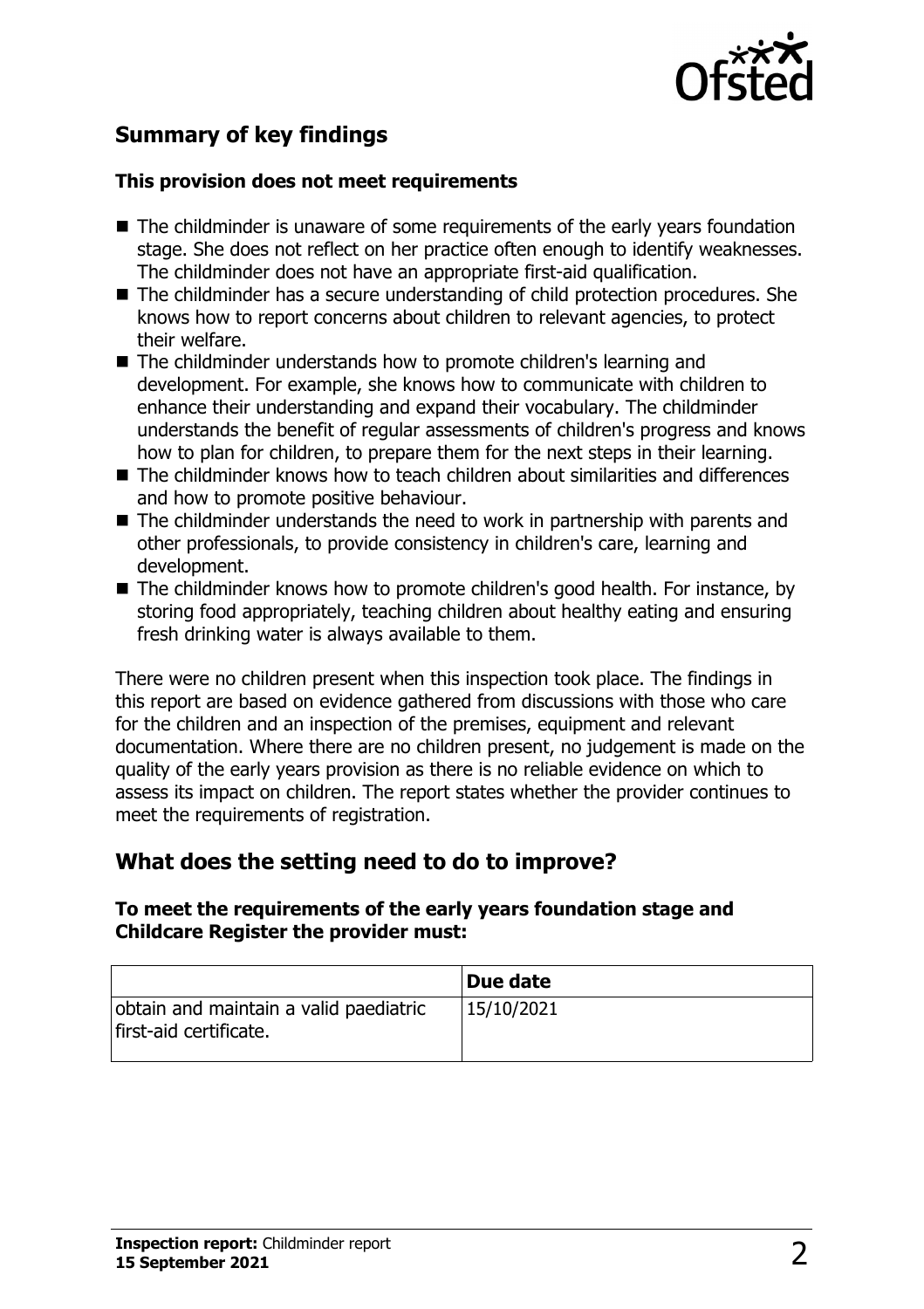## Summary of key findings

**This provision does not meet requirements**

- The childminder is unaware of some requirements of the early years foundation stage. She does not reflect on her practice often enough to identify weaknesses. The childminder does not have an appropriate first-aid qualification.
- The childminder has a secure understanding of child protection procedures. She knows how to report concerns about children to relevant agencies, to protect their welfare.
- The childminder understands how to promote children's learning and development. For example, she knows how to communicate with children to enhance their understanding and expand their vocabulary. The childminder understands the benefit of regular assessments of children's progress and knows how to plan for children, to prepare them for the next steps in their learning.
- The childminder knows how to teach children about similarities and differences and how to promote positive behaviour.
- The childminder understands the need to work in partnership with parents and other professionals, to provide consistency in children's care, learning and development.
- The childminder knows how to promote children's good health. For instance, by storing food appropriately, teaching children about healthy eating and ensuring fresh drinking water is always available to them.

There were no children present when this inspection took place. The findings in this report are based on evidence gathered from discussions with those who care for the children and an inspection of the premises, equipment and relevant documentation. Where there are no children present, no judgement is made on the quality of the early years provision as there is no reliable evidence on which to assess its impact on children. The report states whether the provider continues to meet the requirements of registration.

## What does the setting need to do to improve?

**To meet the requirements of the early years foundation stage and Childcare Register the provider must:**

| | Due date |
|---|---|
| obtain and maintain a valid paediatric first-aid certificate. | 15/10/2021 |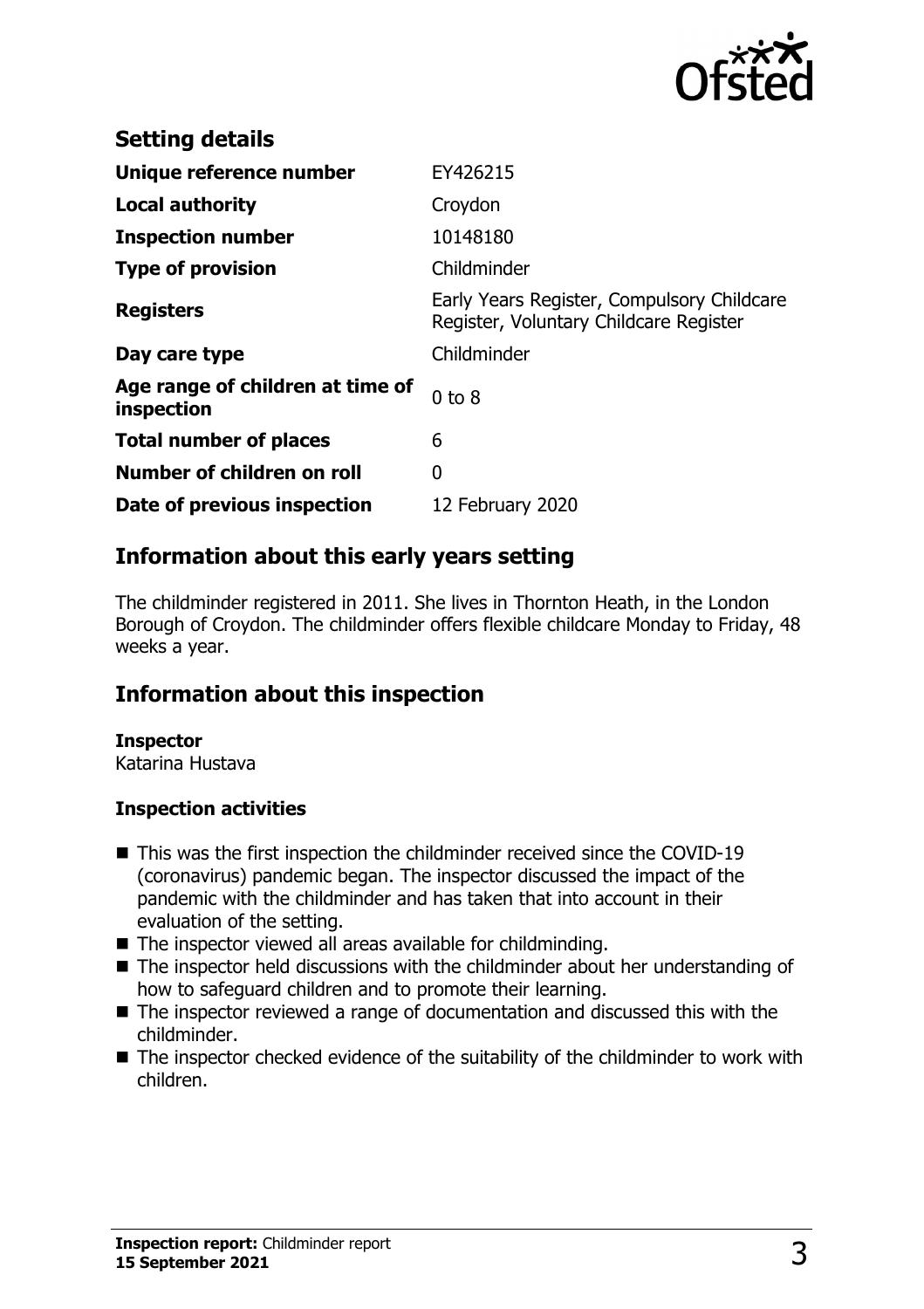## Setting details

| | |
|---|---|
| **Unique reference number** | EY426215 |
| **Local authority** | Croydon |
| **Inspection number** | 10148180 |
| **Type of provision** | Childminder |
| **Registers** | Early Years Register, Compulsory Childcare Register, Voluntary Childcare Register |
| **Day care type** | Childminder |
| **Age range of children at time of inspection** | 0 to 8 |
| **Total number of places** | 6 |
| **Number of children on roll** | 0 |
| **Date of previous inspection** | 12 February 2020 |

## Information about this early years setting

The childminder registered in 2011. She lives in Thornton Heath, in the London Borough of Croydon. The childminder offers flexible childcare Monday to Friday, 48 weeks a year.

## Information about this inspection

**Inspector**
Katarina Hustava

**Inspection activities**

- This was the first inspection the childminder received since the COVID-19 (coronavirus) pandemic began. The inspector discussed the impact of the pandemic with the childminder and has taken that into account in their evaluation of the setting.
- The inspector viewed all areas available for childminding.
- The inspector held discussions with the childminder about her understanding of how to safeguard children and to promote their learning.
- The inspector reviewed a range of documentation and discussed this with the childminder.
- The inspector checked evidence of the suitability of the childminder to work with children.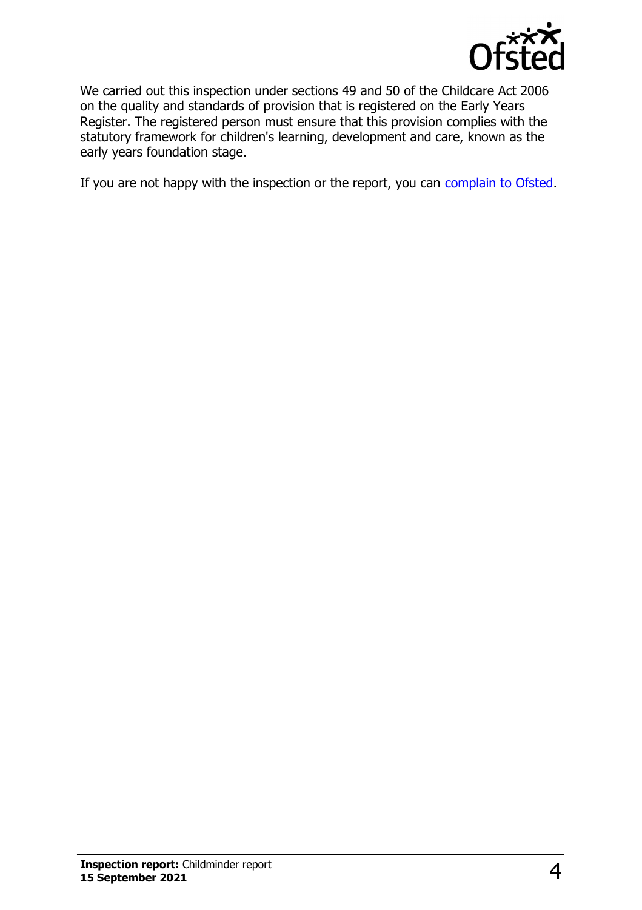We carried out this inspection under sections 49 and 50 of the Childcare Act 2006 on the quality and standards of provision that is registered on the Early Years Register. The registered person must ensure that this provision complies with the statutory framework for children's learning, development and care, known as the early years foundation stage.

If you are not happy with the inspection or the report, you can complain to Ofsted.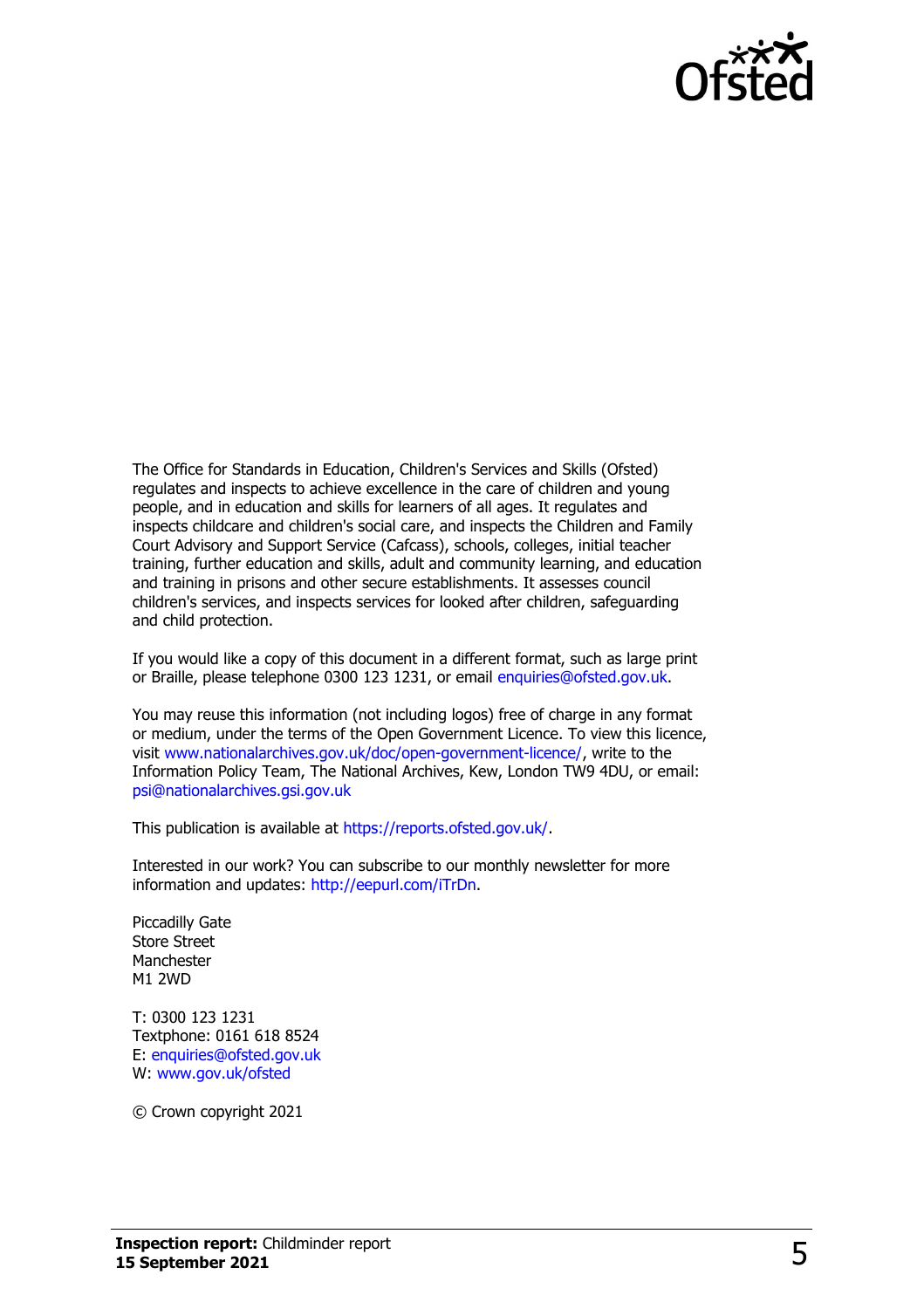The Office for Standards in Education, Children's Services and Skills (Ofsted) regulates and inspects to achieve excellence in the care of children and young people, and in education and skills for learners of all ages. It regulates and inspects childcare and children's social care, and inspects the Children and Family Court Advisory and Support Service (Cafcass), schools, colleges, initial teacher training, further education and skills, adult and community learning, and education and training in prisons and other secure establishments. It assesses council children's services, and inspects services for looked after children, safeguarding and child protection.

If you would like a copy of this document in a different format, such as large print or Braille, please telephone 0300 123 1231, or email enquiries@ofsted.gov.uk.

You may reuse this information (not including logos) free of charge in any format or medium, under the terms of the Open Government Licence. To view this licence, visit www.nationalarchives.gov.uk/doc/open-government-licence/, write to the Information Policy Team, The National Archives, Kew, London TW9 4DU, or email: psi@nationalarchives.gsi.gov.uk

This publication is available at https://reports.ofsted.gov.uk/.

Interested in our work? You can subscribe to our monthly newsletter for more information and updates: http://eepurl.com/iTrDn.

Piccadilly Gate
Store Street
Manchester
M1 2WD

T: 0300 123 1231
Textphone: 0161 618 8524
E: enquiries@ofsted.gov.uk
W: www.gov.uk/ofsted

© Crown copyright 2021